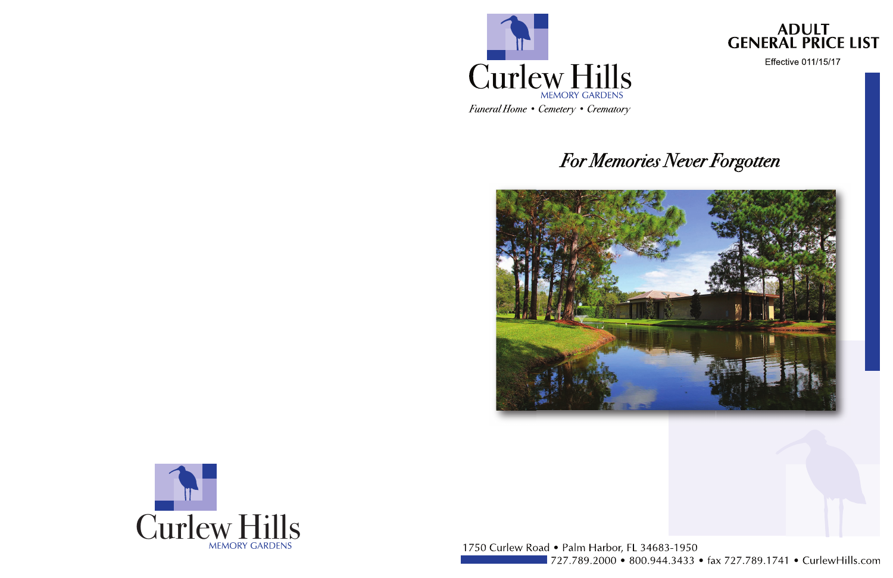Curlew Hills

MEMORY GARDENS

*Funeral Home • Cemetery • Crematory*

# ADULT GENERAL PRICE LIST

Effective 011/15/17

## *For Memories Never Forgotten*

1750 Curlew Road • Palm Harbor, FL 34683-1950

727.789.2000 • 800.944.3433 • fax 727.789.1741 • CurlewHills.com

Curlew Hills

MEMORY GARDENS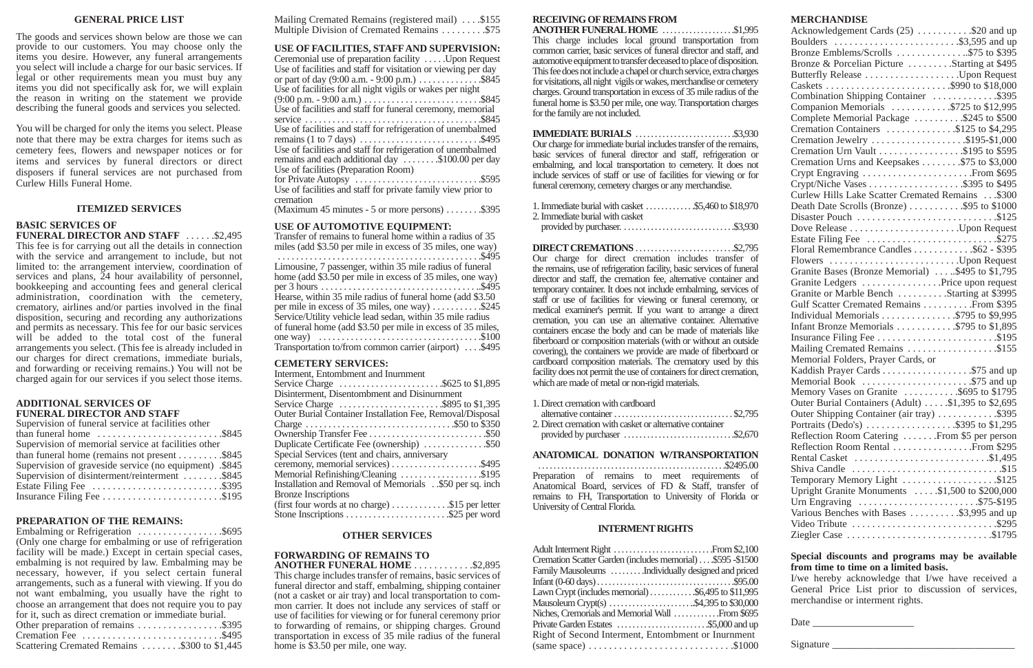## GENERAL PRICE LIST

The goods and services shown below are those we can provide to our customers. You may choose only the items you desire. However, any funeral arrangements you select will include a charge for our basic services. If legal or other requirements mean you must buy any items you did not specifically ask for, we will explain the reason in writing on the statement we provide describing the funeral goods and services you selected.

You will be charged for only the items you select. Please note that there may be extra charges for items such as cemetery fees, flowers and newspaper notices or for items and services by funeral directors or direct disposers if funeral services are not purchased from Curlew Hills Funeral Home.

## ITEMIZED SERVICES

### BASIC SERVICES OF FUNERAL DIRECTOR AND STAFF ...... $2,495

This fee is for carrying out all the details in connection with the service and arrangement to include, but not limited to: the arrangement interview, coordination of services and plans, 24 hour availability of personnel, bookkeeping and accounting fees and general clerical administration, coordination with the cemetery, crematory, airlines and/or parties involved in the final disposition, securing and recording any authorizations and permits as necessary. This fee for our basic services will be added to the total cost of the funeral arrangements you select. (This fee is already included in our charges for direct cremations, immediate burials, and forwarding or receiving remains.) You will not be charged again for our services if you select those items.

### ADDITIONAL SERVICES OF FUNERAL DIRECTOR AND STAFF

Supervision of funeral service at facilities other than funeral home ........................ $845
Supervision of memorial service at facilities other than funeral home (remains not present ........ $845
Supervision of graveside service (no equipment) . $845
Supervision of disinterment/reinterment ........ $845
Estate Filing Fee ........................ $395
Insurance Filing Fee ........................ $195

### PREPARATION OF THE REMAINS:

Embalming or Refrigeration ................ $695
(Only one charge for embalming or use of refrigeration facility will be made.) Except in certain special cases, embalming is not required by law. Embalming may be necessary, however, if you select certain funeral arrangements, such as a funeral with viewing. If you do not want embalming, you usually have the right to choose an arrangement that does not require you to pay for it, such as direct cremation or immediate burial.
Other preparation of remains ................ $395
Cremation Fee ........................... $495
Scattering Cremated Remains ........ $300 to $1,445
Mailing Cremated Remains (registered mail) .... $155
Multiple Division of Cremated Remains ........ $75

### USE OF FACILITIES, STAFF AND SUPERVISION:

Ceremonial use of preparation facility ..... Upon Request
Use of facilities and staff for visitation or viewing per day or part of day (9:00 a.m. - 9:00 p.m.) ............ $845
Use of facilities for all night vigils or wakes per night (9:00 p.m. - 9:00 a.m.) ........................ $845
Use of facilities and staff for funeral ceremony, memorial service ........................................ $845
Use of facilities and staff for refrigeration of unembalmed remains (1 to 7 days) ........................ $495
Use of facilities and staff for refrigeration of unembalmed remains and each additional day ........ $100.00 per day
Use of facilities (Preparation Room) for Private Autopsy ........................ $595
Use of facilities and staff for private family view prior to cremation (Maximum 45 minutes - 5 or more persons) ........ $395

### USE OF AUTOMOTIVE EQUIPMENT:

Transfer of remains to funeral home within a radius of 35 miles (add $3.50 per mile in excess of 35 miles, one way) ........................................ $495
Limousine, 7 passenger, within 35 mile radius of funeral home (add $3.50 per mile in excess of 35 miles, one way) per 3 hours ........................................ $495
Hearse, within 35 mile radius of funeral home (add $3.50 per mile in excess of 35 miles, one way) .......... $245
Service/Utility vehicle lead sedan, within 35 mile radius of funeral home (add $3.50 per mile in excess of 35 miles, one way) ........................................ $100
Transportation to/from common carrier (airport) .... $495

### CEMETERY SERVICES:

Interment, Entombment and Inurnment Service Charge ........................ $625 to $1,895
Disinterment, Disentombment and Disinurnment Service Charge ........................ $895 to $1,395
Outer Burial Container Installation Fee, Removal/Disposal Charge ........................................ $50 to $350
Ownership Transfer Fee ........................ $50
Duplicate Certificate Fee (ownership) ............ $50
Special Services (tent and chairs, anniversary ceremony, memorial services) ........................ $495
Memorial Refinishing/Cleaning ................ $195
Installation and Removal of Memorials .. $50 per sq. inch
Bronze Inscriptions (first four words at no charge) ............ $15 per letter
Stone Inscriptions ........................ $25 per word

## OTHER SERVICES

### FORWARDING OF REMAINS TO ANOTHER FUNERAL HOME ............ $2,895

This charge includes transfer of remains, basic services of funeral director and staff, embalming, shipping container (not a casket or air tray) and local transportation to common carrier. It does not include any services of staff or use of facilities for viewing or for funeral ceremony prior to forwarding of remains, or shipping charges. Ground transportation in excess of 35 mile radius of the funeral home is $3.50 per mile, one way.

### RECEIVING OF REMAINS FROM ANOTHER FUNERAL HOME ................ $1,995

This charge includes local ground transportation from common carrier, basic services of funeral director and staff, and automotive equipment to transfer deceased to place of disposition. This fee does not include a chapel or church service, extra charges for visitations, all night vigils or wakes, merchandise or cemetery charges. Ground transportation in excess of 35 mile radius of the funeral home is $3.50 per mile, one way. Transportation charges for the family are not included.

### IMMEDIATE BURIALS ........................ $3,930

Our charge for immediate burial includes transfer of the remains, basic services of funeral director and staff, refrigeration or embalming, and local transportation to cemetery. It does not include services of staff or use of facilities for viewing or for funeral ceremony, cemetery charges or any merchandise.

1. Immediate burial with casket ............ $5,460 to $18,970
2. Immediate burial with casket provided by purchaser. ............................ $3,930

### DIRECT CREMATIONS ........................ $2,795

Our charge for direct cremation includes transfer of the remains, use of refrigeration facility, basic services of funeral director and staff, the cremation fee, alternative container and temporary container. It does not include embalming, services of staff or use of facilities for viewing or funeral ceremony, or medical examiner's permit. If you want to arrange a direct cremation, you can use an alternative container. Alternative containers encase the body and can be made of materials like fiberboard or composition materials (with or without an outside covering), the containers we provide are made of fiberboard or cardboard composition materials. The crematory used by this facility does not permit the use of containers for direct cremation, which are made of metal or non-rigid materials.

1. Direct cremation with cardboard alternative container .............................. $2,795
2. Direct cremation with casket or alternative container provided by purchaser ........................... $2,670

### ANATOMICAL DONATION W/TRANSPORTATION ............................................ $2495.00

Preparation of remains to meet requirements of Anatomical Board, services of FD & Staff, transfer of remains to FH, Transportation to University of Florida or University of Central Florida.

### INTERMENT RIGHTS

Adult Interment Right ........................ From $2,100
Cremation Scatter Garden (includes memorial) .... $595 -$1500
Family Mausoleums ........ Individually designed and priced
Infant (0-60 days) .................................. $95.00
Lawn Crypt (includes memorial) ............ $6,495 to $11,995
Mausoleum Crypt(s) ...................... $4,395 to $30,000
Niches, Cremorials and Memorial Wall ............ From $695
Private Garden Estates ........................ $5,000 and up
Right of Second Interment, Entombment or Inurnment (same space) ............................ $1000

### MERCHANDISE

Acknowledgement Cards (25) .......... $20 and up
Boulders ........................ $3,595 and up
Bronze Emblems/Scrolls .............. $75 to $395
Bronze & Porcelian Picture ........ Starting at $495
Butterfly Release .................. Upon Request
Caskets ........................ $990 to $18,000
Combination Shipping Container ............ $395
Companion Memorials ............ $725 to $12,995
Complete Memorial Package .......... $245 to $500
Cremation Containers .............. $125 to $4,295
Cremation Jewelry .................. $195-$1,000
Cremation Urn Vault ................ $195 to $595
Cremation Urns and Keepsakes ........ $75 to $3,000
Crypt Engraving ...................... From $695
Crypt/Niche Vases .................. $395 to $495
Curlew Hills Lake Scatter Cremated Remains ... $300
Death Date Scrolls (Bronze) .......... $95 to $1000
Disaster Pouch ........................... $125
Dove Release ...................... Upon Request
Estate Filing Fee ........................ $275
Floral Remembrance Candles ............ $62 - $395
Flowers .......................... Upon Request
Granite Bases (Bronze Memorial) .... $495 to $1,795
Granite Ledgers ................ Price upon request
Granite or Marble Bench .......... Starting at $3995
Gulf Scatter Cremated Remains .......... From $395
Individual Memorials .............. $795 to $9,995
Infant Bronze Memorials ............ $795 to $1,895
Insurance Filing Fee ....................... $195
Mailing Cremated Remains .................. $155
Memorial Folders, Prayer Cards, or Kaddish Prayer Cards ................ $75 and up
Memorial Book ..................... $75 and up
Memory Vases on Granite .......... $695 to $1795
Outer Burial Containers (Adult) ..... $1,395 to $2,695
Outer Shipping Container (air tray) ............ $395
Portraits (Dedo's) ................ $395 to $1,295
Reflection Room Catering ....... From $5 per person
Reflection Room Rental ................ From $295
Rental Casket .......................... $1,495
Shiva Candle ............................. $15
Temporary Memory Light .................. $125
Upright Granite Monuments ..... $1,500 to $200,000
Urn Engraving ....................... $75-$195
Various Benches with Bases .......... $3,995 and up
Video Tribute ............................ $295
Ziegler Case ............................ $1795

**Special discounts and programs may be available from time to time on a limited basis.**

I/we hereby acknowledge that I/we have received a General Price List prior to discussion of services, merchandise or interment rights.

Date ___________________

Signature ________________________________